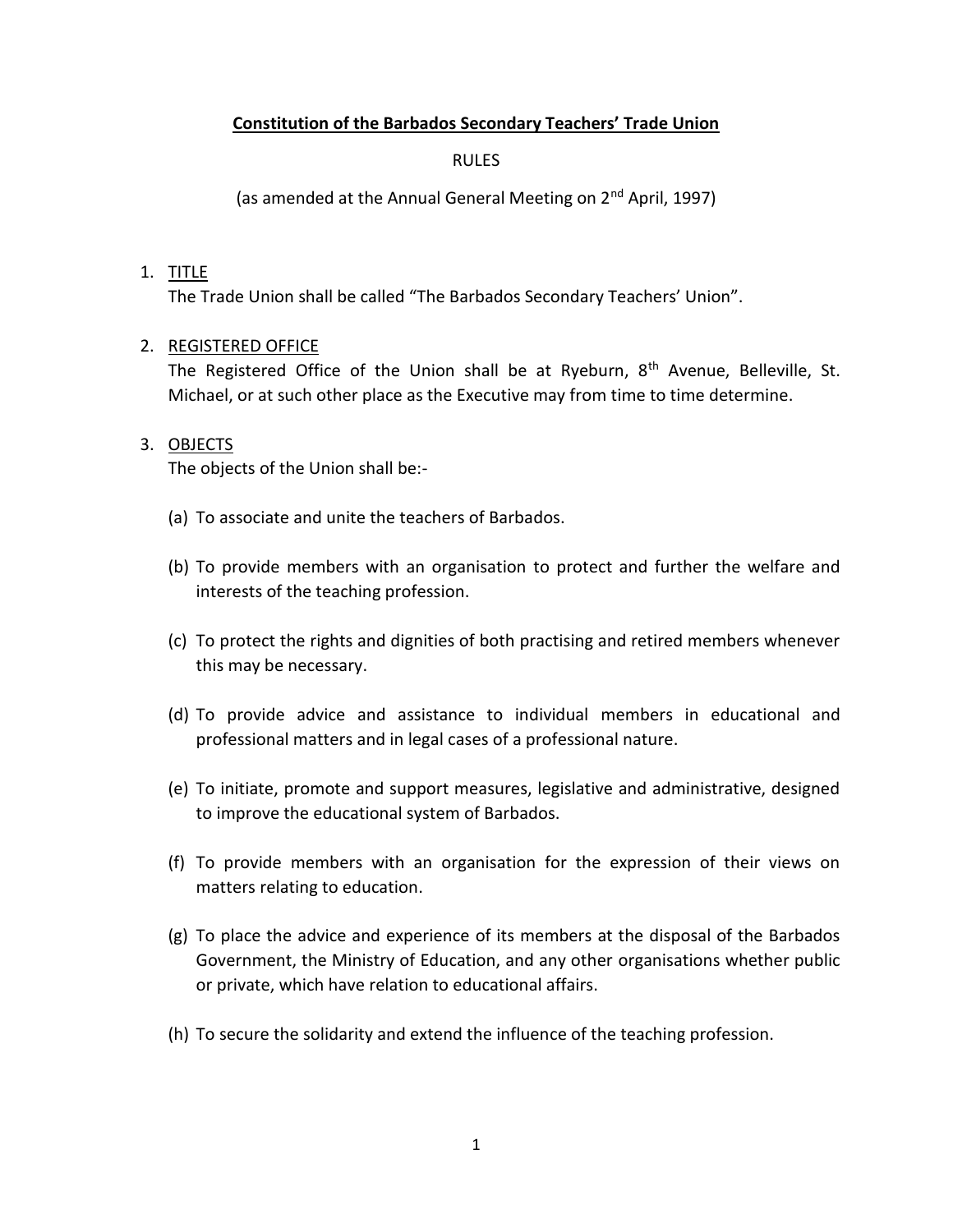# Constitution of the Barbados Secondary Teachers' Trade Union

RULES

(as amended at the Annual General Meeting on 2nd April, 1997)

1. TITLE
   The Trade Union shall be called "The Barbados Secondary Teachers' Union".

2. REGISTERED OFFICE
   The Registered Office of the Union shall be at Ryeburn, 8th Avenue, Belleville, St. Michael, or at such other place as the Executive may from time to time determine.

3. OBJECTS
   The objects of the Union shall be:-

   (a) To associate and unite the teachers of Barbados.

   (b) To provide members with an organisation to protect and further the welfare and interests of the teaching profession.

   (c) To protect the rights and dignities of both practising and retired members whenever this may be necessary.

   (d) To provide advice and assistance to individual members in educational and professional matters and in legal cases of a professional nature.

   (e) To initiate, promote and support measures, legislative and administrative, designed to improve the educational system of Barbados.

   (f) To provide members with an organisation for the expression of their views on matters relating to education.

   (g) To place the advice and experience of its members at the disposal of the Barbados Government, the Ministry of Education, and any other organisations whether public or private, which have relation to educational affairs.

   (h) To secure the solidarity and extend the influence of the teaching profession.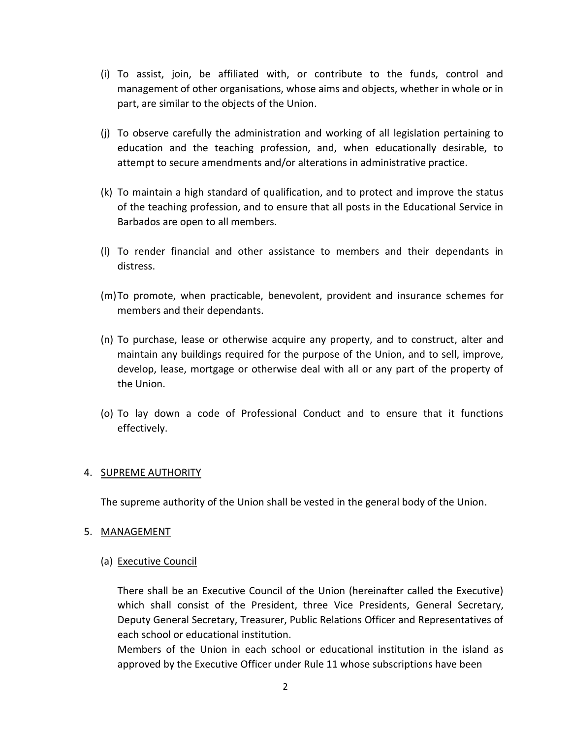(i) To assist, join, be affiliated with, or contribute to the funds, control and management of other organisations, whose aims and objects, whether in whole or in part, are similar to the objects of the Union.

(j) To observe carefully the administration and working of all legislation pertaining to education and the teaching profession, and, when educationally desirable, to attempt to secure amendments and/or alterations in administrative practice.

(k) To maintain a high standard of qualification, and to protect and improve the status of the teaching profession, and to ensure that all posts in the Educational Service in Barbados are open to all members.

(l) To render financial and other assistance to members and their dependants in distress.

(m) To promote, when practicable, benevolent, provident and insurance schemes for members and their dependants.

(n) To purchase, lease or otherwise acquire any property, and to construct, alter and maintain any buildings required for the purpose of the Union, and to sell, improve, develop, lease, mortgage or otherwise deal with all or any part of the property of the Union.

(o) To lay down a code of Professional Conduct and to ensure that it functions effectively.

4. SUPREME AUTHORITY

The supreme authority of the Union shall be vested in the general body of the Union.

5. MANAGEMENT

(a) Executive Council

There shall be an Executive Council of the Union (hereinafter called the Executive) which shall consist of the President, three Vice Presidents, General Secretary, Deputy General Secretary, Treasurer, Public Relations Officer and Representatives of each school or educational institution.

Members of the Union in each school or educational institution in the island as approved by the Executive Officer under Rule 11 whose subscriptions have been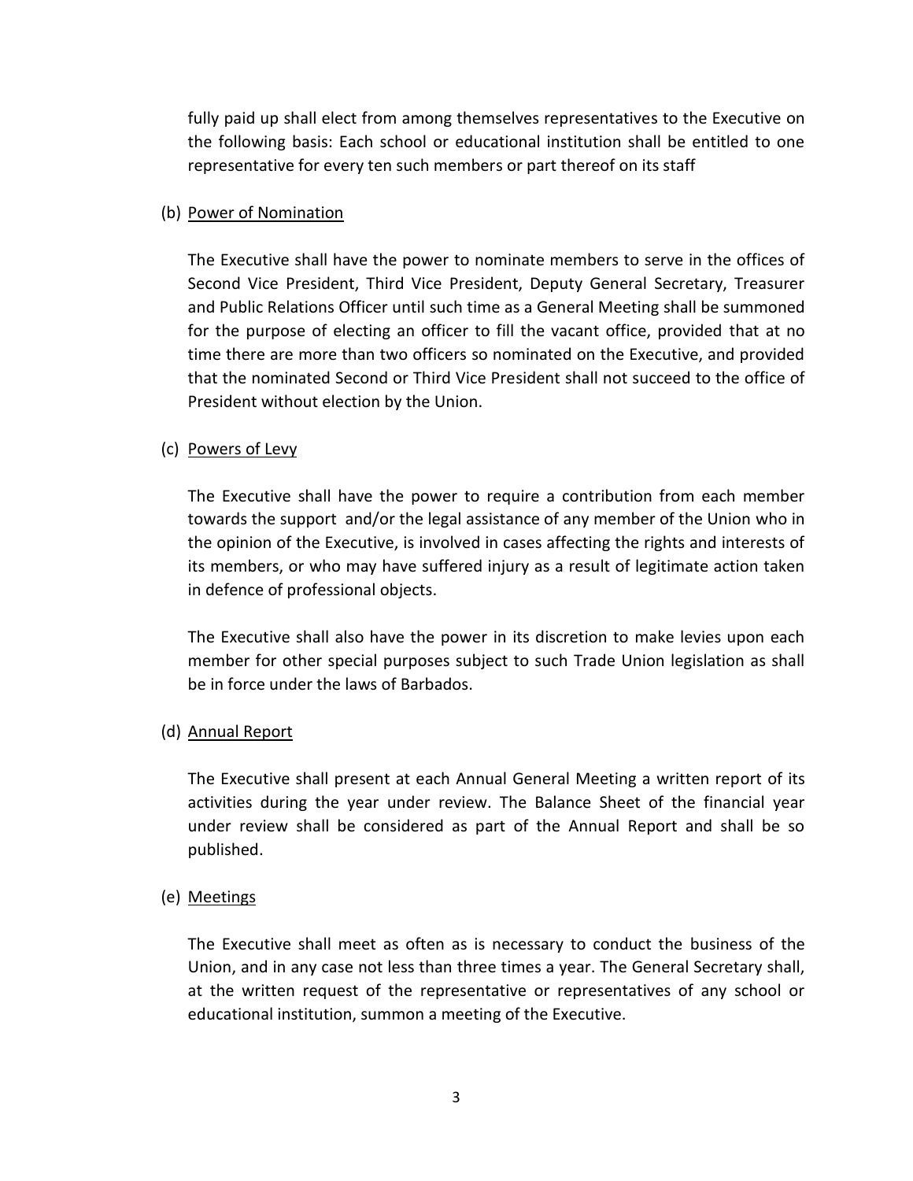fully paid up shall elect from among themselves representatives to the Executive on the following basis: Each school or educational institution shall be entitled to one representative for every ten such members or part thereof on its staff

(b) Power of Nomination

The Executive shall have the power to nominate members to serve in the offices of Second Vice President, Third Vice President, Deputy General Secretary, Treasurer and Public Relations Officer until such time as a General Meeting shall be summoned for the purpose of electing an officer to fill the vacant office, provided that at no time there are more than two officers so nominated on the Executive, and provided that the nominated Second or Third Vice President shall not succeed to the office of President without election by the Union.

(c) Powers of Levy

The Executive shall have the power to require a contribution from each member towards the support and/or the legal assistance of any member of the Union who in the opinion of the Executive, is involved in cases affecting the rights and interests of its members, or who may have suffered injury as a result of legitimate action taken in defence of professional objects.

The Executive shall also have the power in its discretion to make levies upon each member for other special purposes subject to such Trade Union legislation as shall be in force under the laws of Barbados.

(d) Annual Report

The Executive shall present at each Annual General Meeting a written report of its activities during the year under review. The Balance Sheet of the financial year under review shall be considered as part of the Annual Report and shall be so published.

(e) Meetings

The Executive shall meet as often as is necessary to conduct the business of the Union, and in any case not less than three times a year. The General Secretary shall, at the written request of the representative or representatives of any school or educational institution, summon a meeting of the Executive.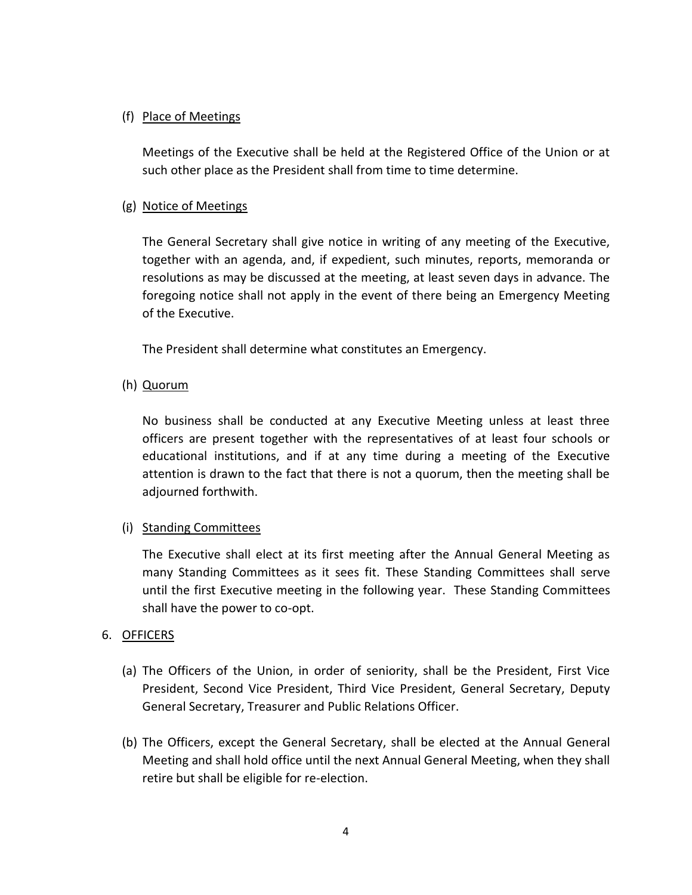(f) Place of Meetings

Meetings of the Executive shall be held at the Registered Office of the Union or at such other place as the President shall from time to time determine.

(g) Notice of Meetings

The General Secretary shall give notice in writing of any meeting of the Executive, together with an agenda, and, if expedient, such minutes, reports, memoranda or resolutions as may be discussed at the meeting, at least seven days in advance. The foregoing notice shall not apply in the event of there being an Emergency Meeting of the Executive.

The President shall determine what constitutes an Emergency.

(h) Quorum

No business shall be conducted at any Executive Meeting unless at least three officers are present together with the representatives of at least four schools or educational institutions, and if at any time during a meeting of the Executive attention is drawn to the fact that there is not a quorum, then the meeting shall be adjourned forthwith.

(i) Standing Committees

The Executive shall elect at its first meeting after the Annual General Meeting as many Standing Committees as it sees fit. These Standing Committees shall serve until the first Executive meeting in the following year. These Standing Committees shall have the power to co-opt.

6. OFFICERS

(a) The Officers of the Union, in order of seniority, shall be the President, First Vice President, Second Vice President, Third Vice President, General Secretary, Deputy General Secretary, Treasurer and Public Relations Officer.

(b) The Officers, except the General Secretary, shall be elected at the Annual General Meeting and shall hold office until the next Annual General Meeting, when they shall retire but shall be eligible for re-election.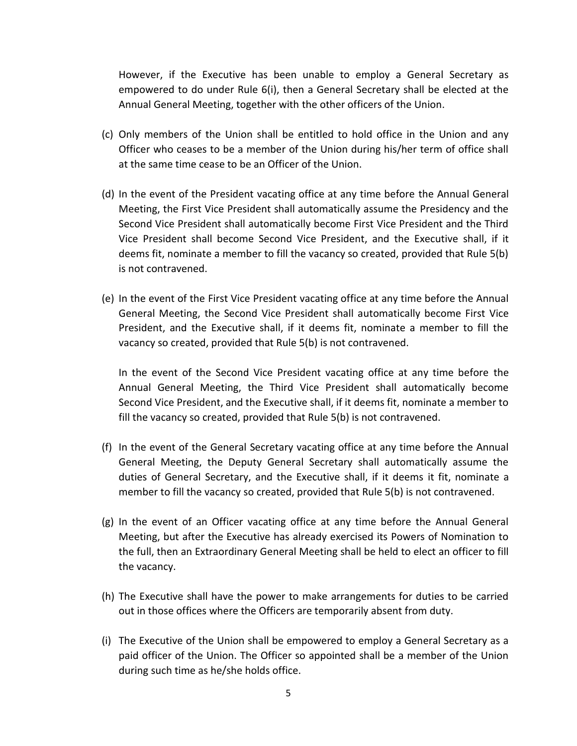However, if the Executive has been unable to employ a General Secretary as empowered to do under Rule 6(i), then a General Secretary shall be elected at the Annual General Meeting, together with the other officers of the Union.

(c) Only members of the Union shall be entitled to hold office in the Union and any Officer who ceases to be a member of the Union during his/her term of office shall at the same time cease to be an Officer of the Union.

(d) In the event of the President vacating office at any time before the Annual General Meeting, the First Vice President shall automatically assume the Presidency and the Second Vice President shall automatically become First Vice President and the Third Vice President shall become Second Vice President, and the Executive shall, if it deems fit, nominate a member to fill the vacancy so created, provided that Rule 5(b) is not contravened.

(e) In the event of the First Vice President vacating office at any time before the Annual General Meeting, the Second Vice President shall automatically become First Vice President, and the Executive shall, if it deems fit, nominate a member to fill the vacancy so created, provided that Rule 5(b) is not contravened.

In the event of the Second Vice President vacating office at any time before the Annual General Meeting, the Third Vice President shall automatically become Second Vice President, and the Executive shall, if it deems fit, nominate a member to fill the vacancy so created, provided that Rule 5(b) is not contravened.

(f) In the event of the General Secretary vacating office at any time before the Annual General Meeting, the Deputy General Secretary shall automatically assume the duties of General Secretary, and the Executive shall, if it deems it fit, nominate a member to fill the vacancy so created, provided that Rule 5(b) is not contravened.

(g) In the event of an Officer vacating office at any time before the Annual General Meeting, but after the Executive has already exercised its Powers of Nomination to the full, then an Extraordinary General Meeting shall be held to elect an officer to fill the vacancy.

(h) The Executive shall have the power to make arrangements for duties to be carried out in those offices where the Officers are temporarily absent from duty.

(i) The Executive of the Union shall be empowered to employ a General Secretary as a paid officer of the Union. The Officer so appointed shall be a member of the Union during such time as he/she holds office.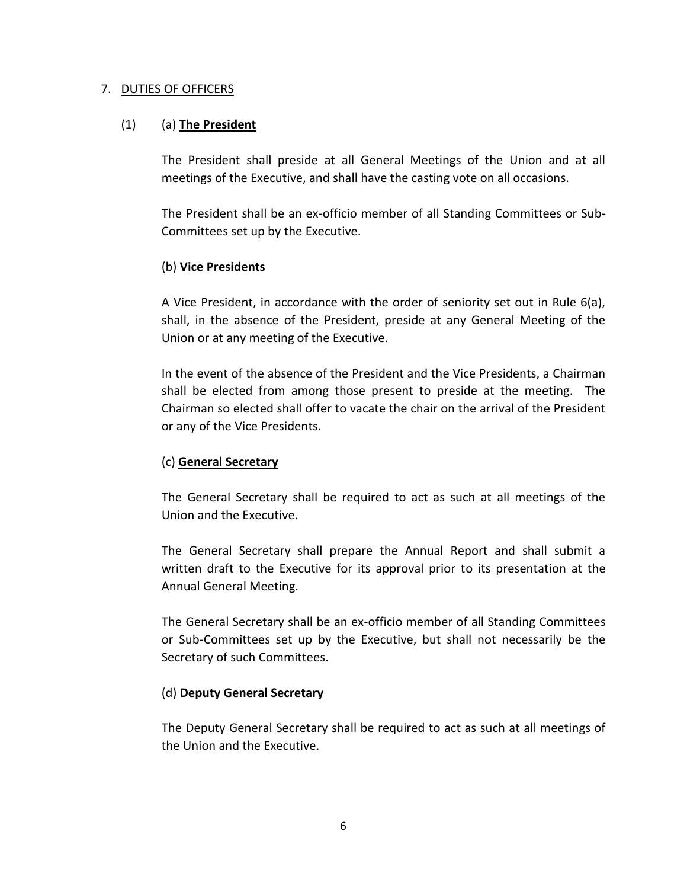7. <u>DUTIES OF OFFICERS</u>

(1) (a) **<u>The President</u>**

The President shall preside at all General Meetings of the Union and at all meetings of the Executive, and shall have the casting vote on all occasions.

The President shall be an ex-officio member of all Standing Committees or Sub-Committees set up by the Executive.

(b) **<u>Vice Presidents</u>**

A Vice President, in accordance with the order of seniority set out in Rule 6(a), shall, in the absence of the President, preside at any General Meeting of the Union or at any meeting of the Executive.

In the event of the absence of the President and the Vice Presidents, a Chairman shall be elected from among those present to preside at the meeting. The Chairman so elected shall offer to vacate the chair on the arrival of the President or any of the Vice Presidents.

(c) **<u>General Secretary</u>**

The General Secretary shall be required to act as such at all meetings of the Union and the Executive.

The General Secretary shall prepare the Annual Report and shall submit a written draft to the Executive for its approval prior to its presentation at the Annual General Meeting.

The General Secretary shall be an ex-officio member of all Standing Committees or Sub-Committees set up by the Executive, but shall not necessarily be the Secretary of such Committees.

(d) **<u>Deputy General Secretary</u>**

The Deputy General Secretary shall be required to act as such at all meetings of the Union and the Executive.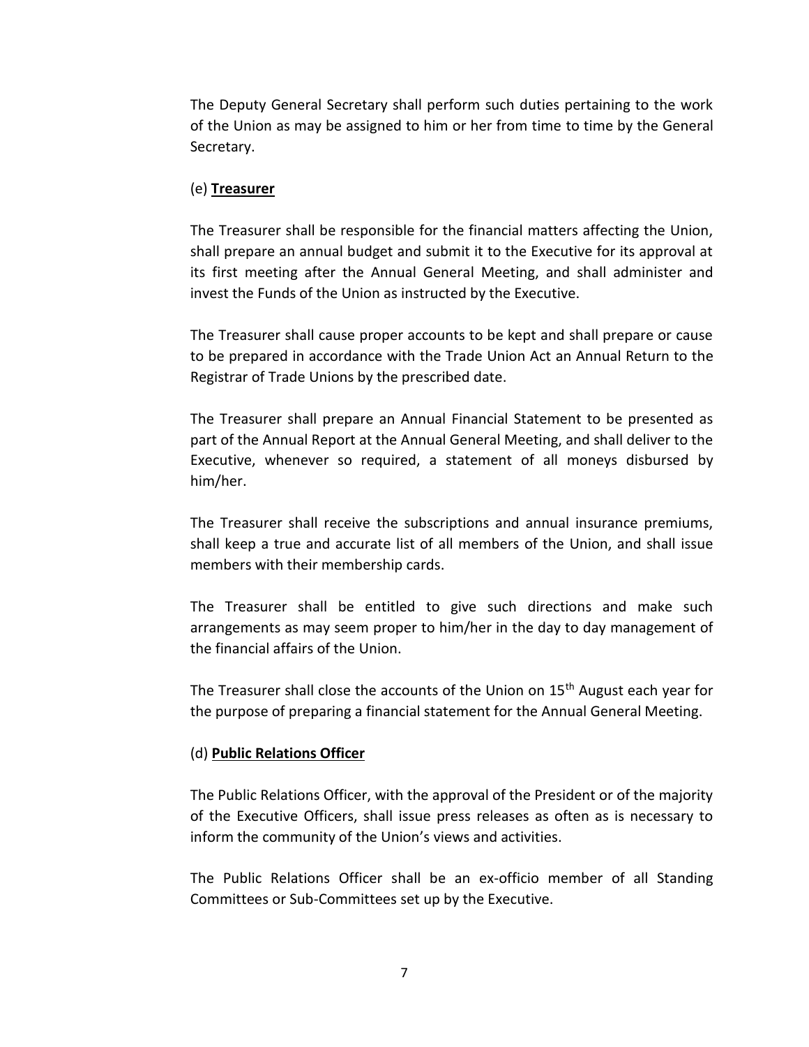The Deputy General Secretary shall perform such duties pertaining to the work of the Union as may be assigned to him or her from time to time by the General Secretary.

(e) **Treasurer**

The Treasurer shall be responsible for the financial matters affecting the Union, shall prepare an annual budget and submit it to the Executive for its approval at its first meeting after the Annual General Meeting, and shall administer and invest the Funds of the Union as instructed by the Executive.

The Treasurer shall cause proper accounts to be kept and shall prepare or cause to be prepared in accordance with the Trade Union Act an Annual Return to the Registrar of Trade Unions by the prescribed date.

The Treasurer shall prepare an Annual Financial Statement to be presented as part of the Annual Report at the Annual General Meeting, and shall deliver to the Executive, whenever so required, a statement of all moneys disbursed by him/her.

The Treasurer shall receive the subscriptions and annual insurance premiums, shall keep a true and accurate list of all members of the Union, and shall issue members with their membership cards.

The Treasurer shall be entitled to give such directions and make such arrangements as may seem proper to him/her in the day to day management of the financial affairs of the Union.

The Treasurer shall close the accounts of the Union on 15th August each year for the purpose of preparing a financial statement for the Annual General Meeting.

(d) **Public Relations Officer**

The Public Relations Officer, with the approval of the President or of the majority of the Executive Officers, shall issue press releases as often as is necessary to inform the community of the Union's views and activities.

The Public Relations Officer shall be an ex-officio member of all Standing Committees or Sub-Committees set up by the Executive.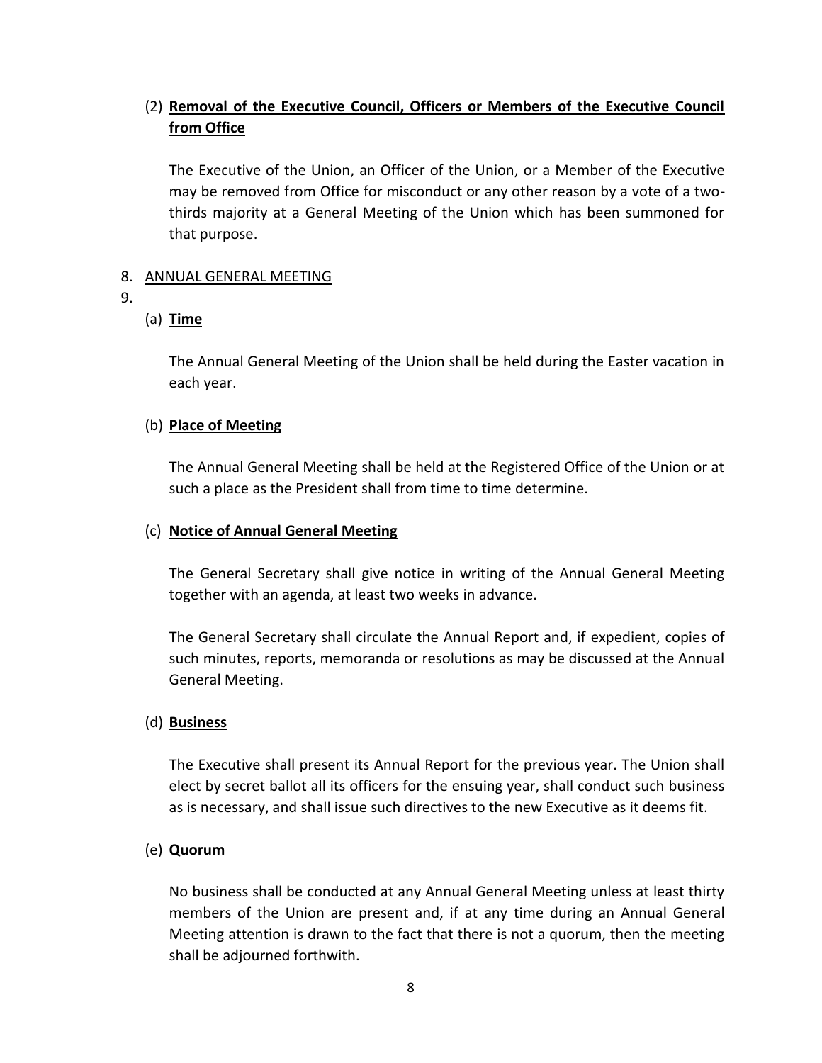(2) **Removal of the Executive Council, Officers or Members of the Executive Council from Office**

The Executive of the Union, an Officer of the Union, or a Member of the Executive may be removed from Office for misconduct or any other reason by a vote of a two-thirds majority at a General Meeting of the Union which has been summoned for that purpose.

8. ANNUAL GENERAL MEETING

9. 

(a) **Time**

The Annual General Meeting of the Union shall be held during the Easter vacation in each year.

(b) **Place of Meeting**

The Annual General Meeting shall be held at the Registered Office of the Union or at such a place as the President shall from time to time determine.

(c) **Notice of Annual General Meeting**

The General Secretary shall give notice in writing of the Annual General Meeting together with an agenda, at least two weeks in advance.

The General Secretary shall circulate the Annual Report and, if expedient, copies of such minutes, reports, memoranda or resolutions as may be discussed at the Annual General Meeting.

(d) **Business**

The Executive shall present its Annual Report for the previous year. The Union shall elect by secret ballot all its officers for the ensuing year, shall conduct such business as is necessary, and shall issue such directives to the new Executive as it deems fit.

(e) **Quorum**

No business shall be conducted at any Annual General Meeting unless at least thirty members of the Union are present and, if at any time during an Annual General Meeting attention is drawn to the fact that there is not a quorum, then the meeting shall be adjourned forthwith.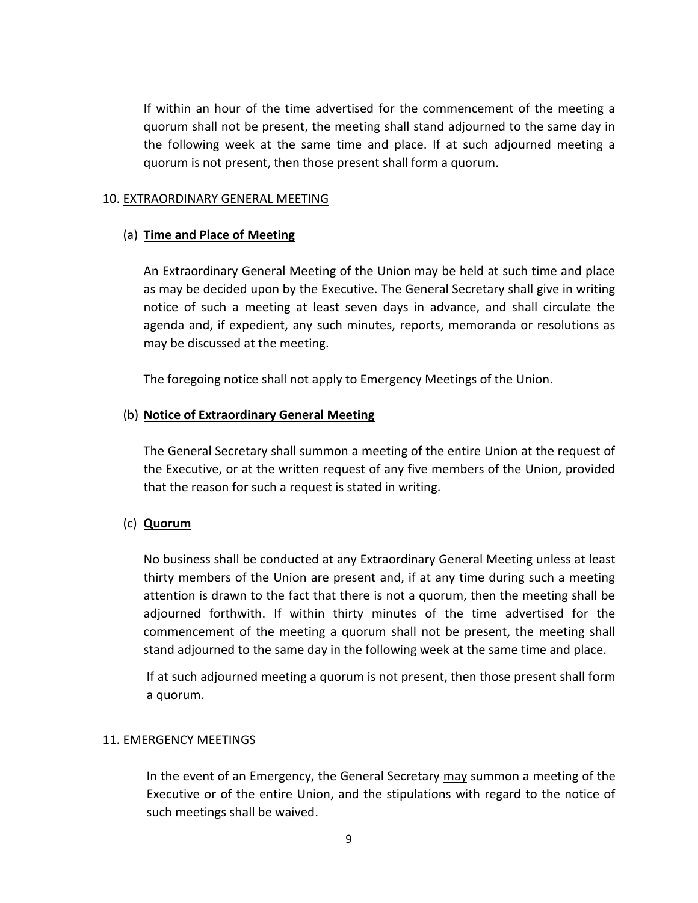If within an hour of the time advertised for the commencement of the meeting a quorum shall not be present, the meeting shall stand adjourned to the same day in the following week at the same time and place. If at such adjourned meeting a quorum is not present, then those present shall form a quorum.

## 10. EXTRAORDINARY GENERAL MEETING

### (a) **Time and Place of Meeting**

An Extraordinary General Meeting of the Union may be held at such time and place as may be decided upon by the Executive. The General Secretary shall give in writing notice of such a meeting at least seven days in advance, and shall circulate the agenda and, if expedient, any such minutes, reports, memoranda or resolutions as may be discussed at the meeting.

The foregoing notice shall not apply to Emergency Meetings of the Union.

### (b) **Notice of Extraordinary General Meeting**

The General Secretary shall summon a meeting of the entire Union at the request of the Executive, or at the written request of any five members of the Union, provided that the reason for such a request is stated in writing.

### (c) **Quorum**

No business shall be conducted at any Extraordinary General Meeting unless at least thirty members of the Union are present and, if at any time during such a meeting attention is drawn to the fact that there is not a quorum, then the meeting shall be adjourned forthwith. If within thirty minutes of the time advertised for the commencement of the meeting a quorum shall not be present, the meeting shall stand adjourned to the same day in the following week at the same time and place.

If at such adjourned meeting a quorum is not present, then those present shall form a quorum.

## 11. EMERGENCY MEETINGS

In the event of an Emergency, the General Secretary <u>may</u> summon a meeting of the Executive or of the entire Union, and the stipulations with regard to the notice of such meetings shall be waived.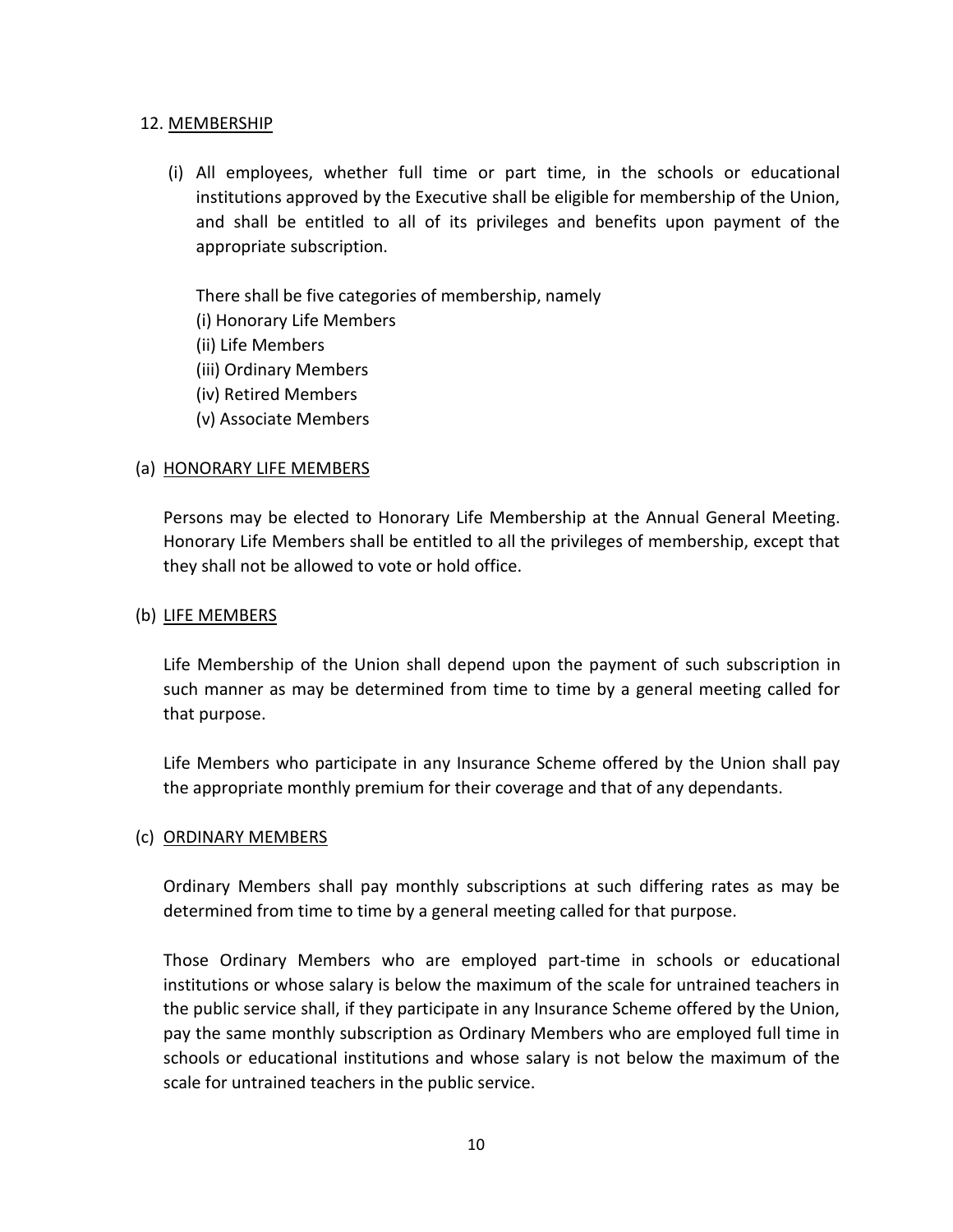## 12. MEMBERSHIP

(i) All employees, whether full time or part time, in the schools or educational institutions approved by the Executive shall be eligible for membership of the Union, and shall be entitled to all of its privileges and benefits upon payment of the appropriate subscription.

There shall be five categories of membership, namely

(i) Honorary Life Members
(ii) Life Members
(iii) Ordinary Members
(iv) Retired Members
(v) Associate Members

### (a) HONORARY LIFE MEMBERS

Persons may be elected to Honorary Life Membership at the Annual General Meeting. Honorary Life Members shall be entitled to all the privileges of membership, except that they shall not be allowed to vote or hold office.

### (b) LIFE MEMBERS

Life Membership of the Union shall depend upon the payment of such subscription in such manner as may be determined from time to time by a general meeting called for that purpose.

Life Members who participate in any Insurance Scheme offered by the Union shall pay the appropriate monthly premium for their coverage and that of any dependants.

### (c) ORDINARY MEMBERS

Ordinary Members shall pay monthly subscriptions at such differing rates as may be determined from time to time by a general meeting called for that purpose.

Those Ordinary Members who are employed part-time in schools or educational institutions or whose salary is below the maximum of the scale for untrained teachers in the public service shall, if they participate in any Insurance Scheme offered by the Union, pay the same monthly subscription as Ordinary Members who are employed full time in schools or educational institutions and whose salary is not below the maximum of the scale for untrained teachers in the public service.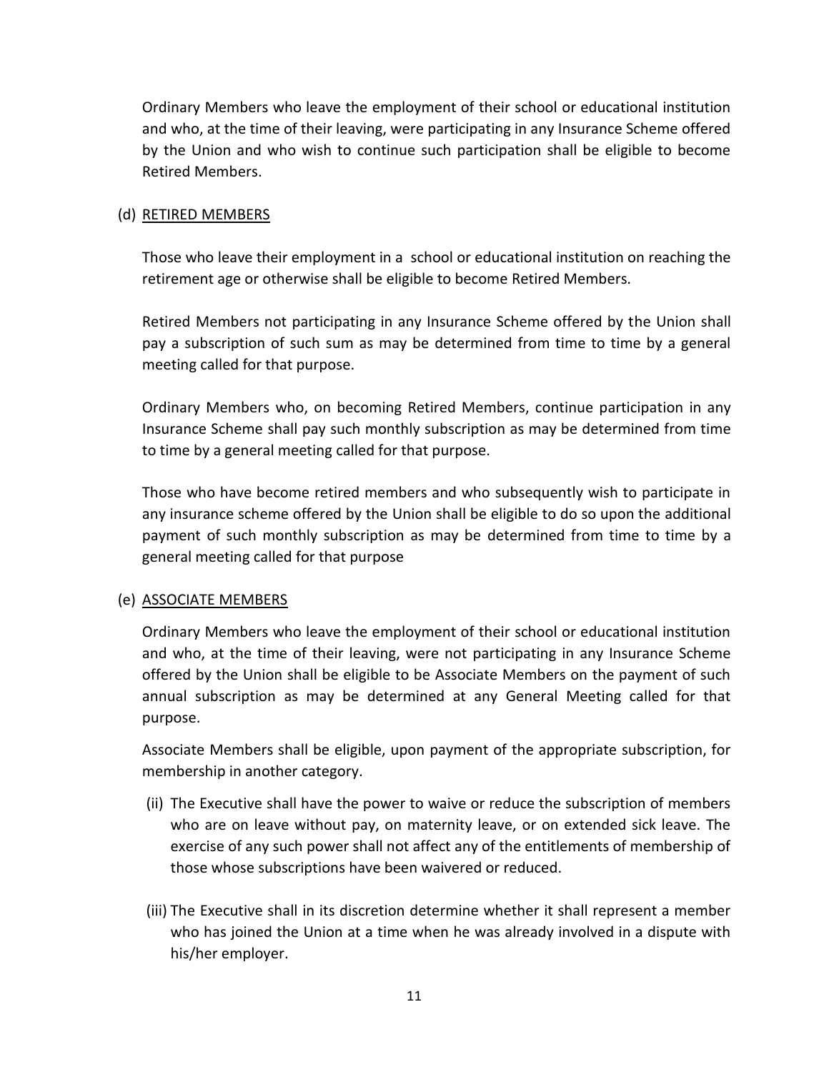Ordinary Members who leave the employment of their school or educational institution and who, at the time of their leaving, were participating in any Insurance Scheme offered by the Union and who wish to continue such participation shall be eligible to become Retired Members.

(d) <u>RETIRED MEMBERS</u>

Those who leave their employment in a school or educational institution on reaching the retirement age or otherwise shall be eligible to become Retired Members.

Retired Members not participating in any Insurance Scheme offered by the Union shall pay a subscription of such sum as may be determined from time to time by a general meeting called for that purpose.

Ordinary Members who, on becoming Retired Members, continue participation in any Insurance Scheme shall pay such monthly subscription as may be determined from time to time by a general meeting called for that purpose.

Those who have become retired members and who subsequently wish to participate in any insurance scheme offered by the Union shall be eligible to do so upon the additional payment of such monthly subscription as may be determined from time to time by a general meeting called for that purpose

(e) <u>ASSOCIATE MEMBERS</u>

Ordinary Members who leave the employment of their school or educational institution and who, at the time of their leaving, were not participating in any Insurance Scheme offered by the Union shall be eligible to be Associate Members on the payment of such annual subscription as may be determined at any General Meeting called for that purpose.

Associate Members shall be eligible, upon payment of the appropriate subscription, for membership in another category.

(ii) The Executive shall have the power to waive or reduce the subscription of members who are on leave without pay, on maternity leave, or on extended sick leave. The exercise of any such power shall not affect any of the entitlements of membership of those whose subscriptions have been waivered or reduced.

(iii) The Executive shall in its discretion determine whether it shall represent a member who has joined the Union at a time when he was already involved in a dispute with his/her employer.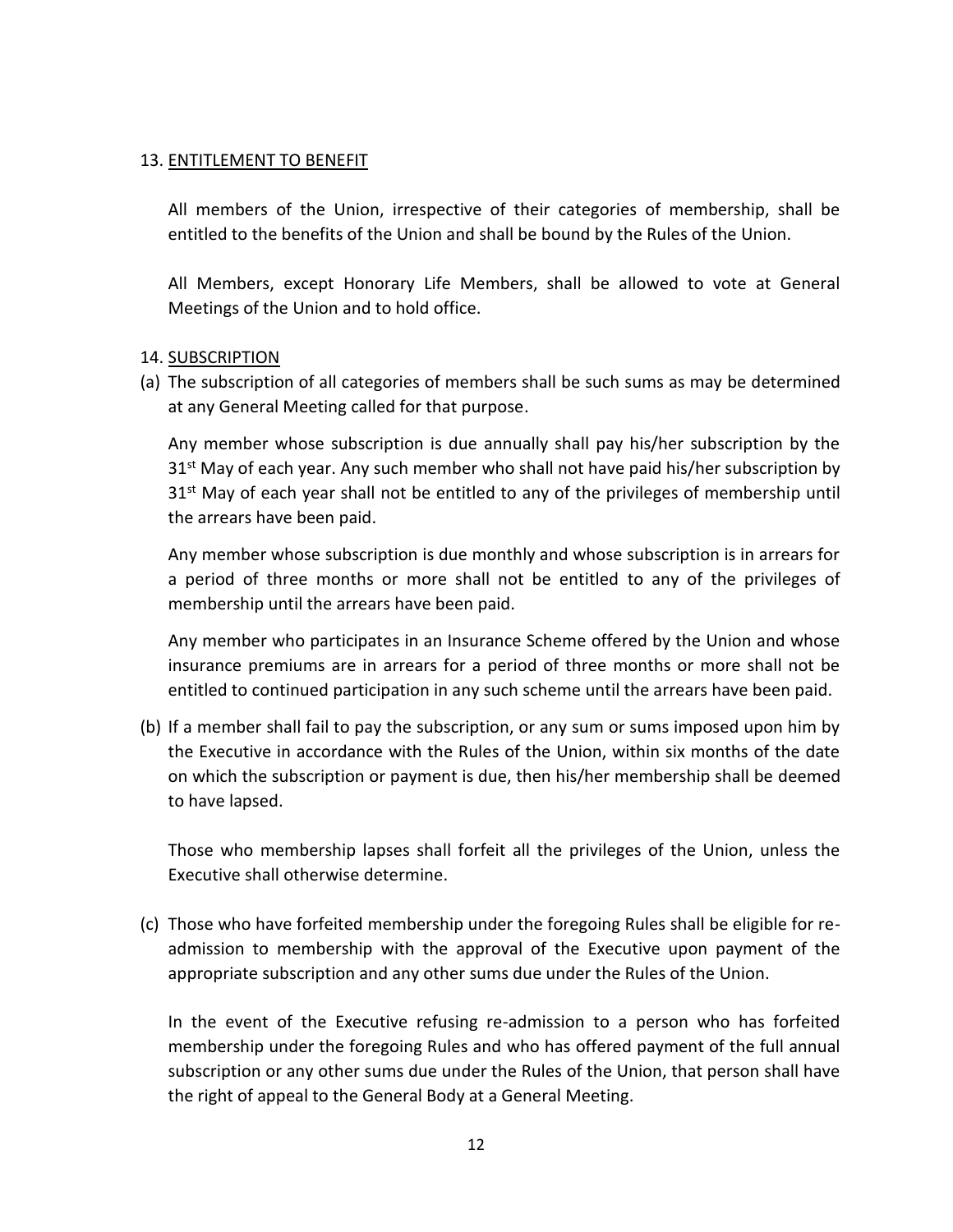## 13. ENTITLEMENT TO BENEFIT

All members of the Union, irrespective of their categories of membership, shall be entitled to the benefits of the Union and shall be bound by the Rules of the Union.

All Members, except Honorary Life Members, shall be allowed to vote at General Meetings of the Union and to hold office.

## 14. SUBSCRIPTION

(a) The subscription of all categories of members shall be such sums as may be determined at any General Meeting called for that purpose.

Any member whose subscription is due annually shall pay his/her subscription by the 31st May of each year. Any such member who shall not have paid his/her subscription by 31st May of each year shall not be entitled to any of the privileges of membership until the arrears have been paid.

Any member whose subscription is due monthly and whose subscription is in arrears for a period of three months or more shall not be entitled to any of the privileges of membership until the arrears have been paid.

Any member who participates in an Insurance Scheme offered by the Union and whose insurance premiums are in arrears for a period of three months or more shall not be entitled to continued participation in any such scheme until the arrears have been paid.

(b) If a member shall fail to pay the subscription, or any sum or sums imposed upon him by the Executive in accordance with the Rules of the Union, within six months of the date on which the subscription or payment is due, then his/her membership shall be deemed to have lapsed.

Those who membership lapses shall forfeit all the privileges of the Union, unless the Executive shall otherwise determine.

(c) Those who have forfeited membership under the foregoing Rules shall be eligible for re-admission to membership with the approval of the Executive upon payment of the appropriate subscription and any other sums due under the Rules of the Union.

In the event of the Executive refusing re-admission to a person who has forfeited membership under the foregoing Rules and who has offered payment of the full annual subscription or any other sums due under the Rules of the Union, that person shall have the right of appeal to the General Body at a General Meeting.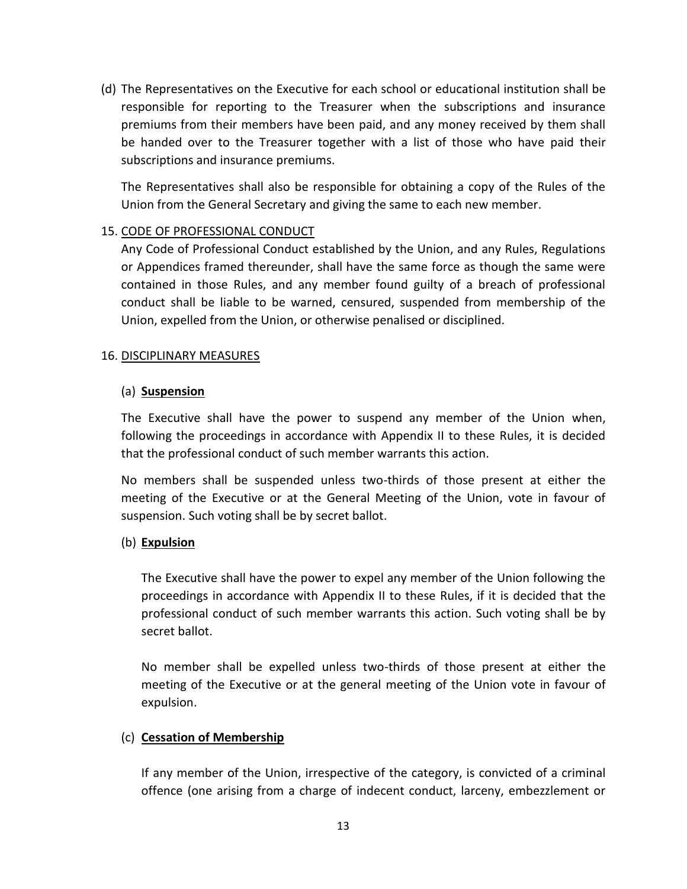(d) The Representatives on the Executive for each school or educational institution shall be responsible for reporting to the Treasurer when the subscriptions and insurance premiums from their members have been paid, and any money received by them shall be handed over to the Treasurer together with a list of those who have paid their subscriptions and insurance premiums.

The Representatives shall also be responsible for obtaining a copy of the Rules of the Union from the General Secretary and giving the same to each new member.

15. <u>CODE OF PROFESSIONAL CONDUCT</u>

Any Code of Professional Conduct established by the Union, and any Rules, Regulations or Appendices framed thereunder, shall have the same force as though the same were contained in those Rules, and any member found guilty of a breach of professional conduct shall be liable to be warned, censured, suspended from membership of the Union, expelled from the Union, or otherwise penalised or disciplined.

16. <u>DISCIPLINARY MEASURES</u>

(a) **<u>Suspension</u>**

The Executive shall have the power to suspend any member of the Union when, following the proceedings in accordance with Appendix II to these Rules, it is decided that the professional conduct of such member warrants this action.

No members shall be suspended unless two-thirds of those present at either the meeting of the Executive or at the General Meeting of the Union, vote in favour of suspension. Such voting shall be by secret ballot.

(b) **<u>Expulsion</u>**

The Executive shall have the power to expel any member of the Union following the proceedings in accordance with Appendix II to these Rules, if it is decided that the professional conduct of such member warrants this action. Such voting shall be by secret ballot.

No member shall be expelled unless two-thirds of those present at either the meeting of the Executive or at the general meeting of the Union vote in favour of expulsion.

(c) **<u>Cessation of Membership</u>**

If any member of the Union, irrespective of the category, is convicted of a criminal offence (one arising from a charge of indecent conduct, larceny, embezzlement or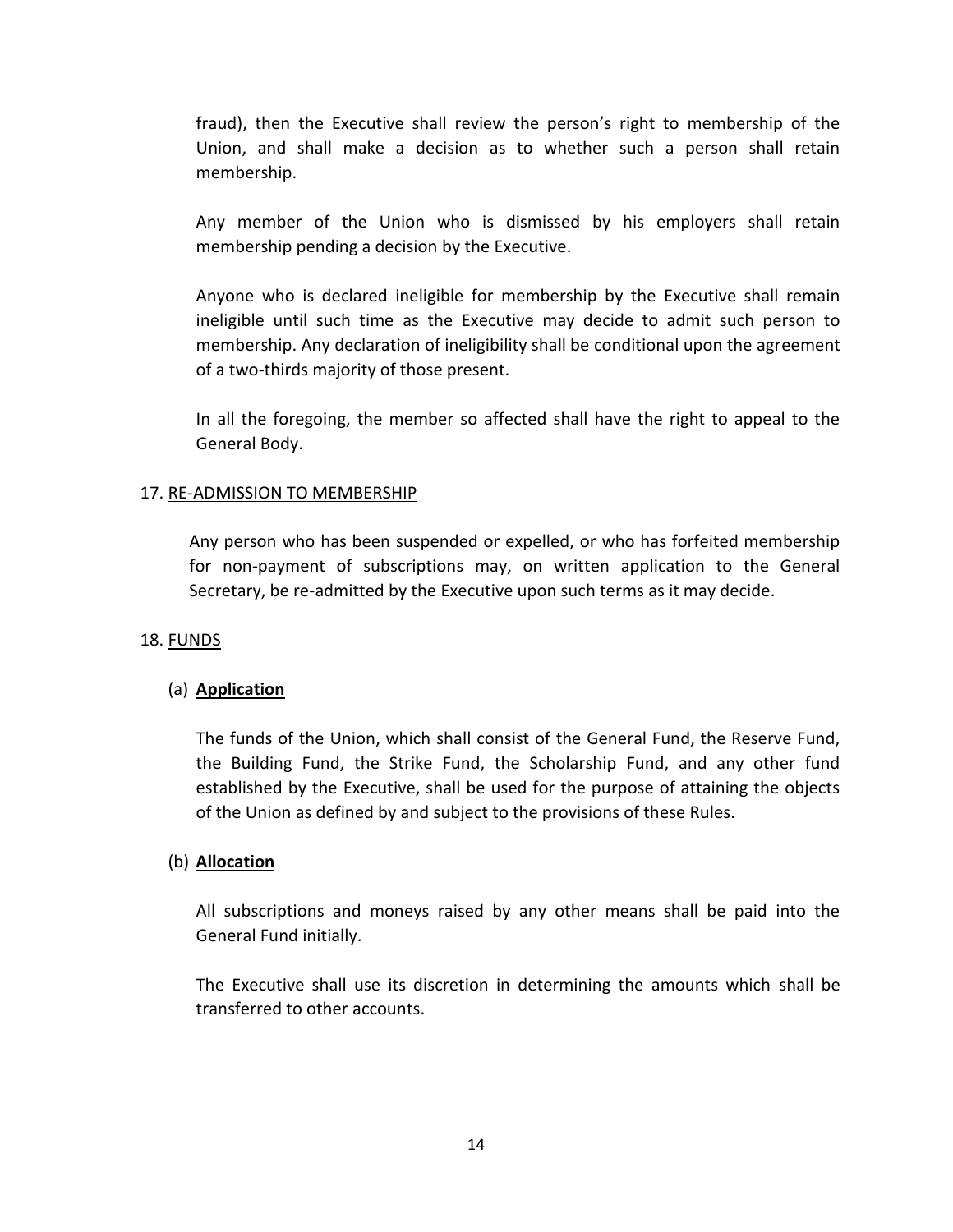fraud), then the Executive shall review the person's right to membership of the Union, and shall make a decision as to whether such a person shall retain membership.

Any member of the Union who is dismissed by his employers shall retain membership pending a decision by the Executive.

Anyone who is declared ineligible for membership by the Executive shall remain ineligible until such time as the Executive may decide to admit such person to membership. Any declaration of ineligibility shall be conditional upon the agreement of a two-thirds majority of those present.

In all the foregoing, the member so affected shall have the right to appeal to the General Body.

## 17. <u>RE-ADMISSION TO MEMBERSHIP</u>

Any person who has been suspended or expelled, or who has forfeited membership for non-payment of subscriptions may, on written application to the General Secretary, be re-admitted by the Executive upon such terms as it may decide.

## 18. <u>FUNDS</u>

### (a) **<u>Application</u>**

The funds of the Union, which shall consist of the General Fund, the Reserve Fund, the Building Fund, the Strike Fund, the Scholarship Fund, and any other fund established by the Executive, shall be used for the purpose of attaining the objects of the Union as defined by and subject to the provisions of these Rules.

### (b) **<u>Allocation</u>**

All subscriptions and moneys raised by any other means shall be paid into the General Fund initially.

The Executive shall use its discretion in determining the amounts which shall be transferred to other accounts.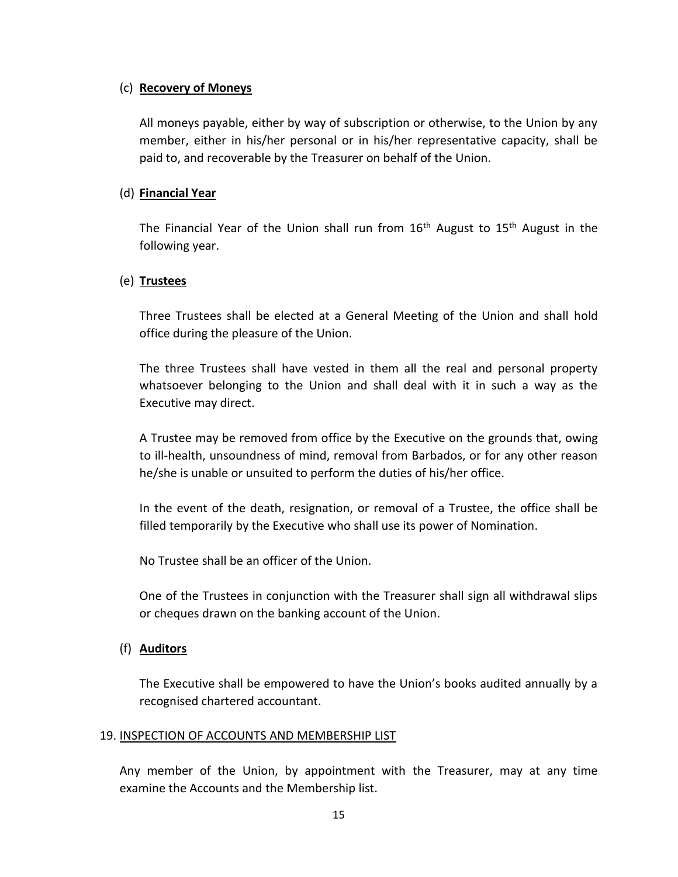(c) **Recovery of Moneys**

All moneys payable, either by way of subscription or otherwise, to the Union by any member, either in his/her personal or in his/her representative capacity, shall be paid to, and recoverable by the Treasurer on behalf of the Union.

(d) **Financial Year**

The Financial Year of the Union shall run from 16th August to 15th August in the following year.

(e) **Trustees**

Three Trustees shall be elected at a General Meeting of the Union and shall hold office during the pleasure of the Union.

The three Trustees shall have vested in them all the real and personal property whatsoever belonging to the Union and shall deal with it in such a way as the Executive may direct.

A Trustee may be removed from office by the Executive on the grounds that, owing to ill-health, unsoundness of mind, removal from Barbados, or for any other reason he/she is unable or unsuited to perform the duties of his/her office.

In the event of the death, resignation, or removal of a Trustee, the office shall be filled temporarily by the Executive who shall use its power of Nomination.

No Trustee shall be an officer of the Union.

One of the Trustees in conjunction with the Treasurer shall sign all withdrawal slips or cheques drawn on the banking account of the Union.

(f) **Auditors**

The Executive shall be empowered to have the Union's books audited annually by a recognised chartered accountant.

## 19. INSPECTION OF ACCOUNTS AND MEMBERSHIP LIST

Any member of the Union, by appointment with the Treasurer, may at any time examine the Accounts and the Membership list.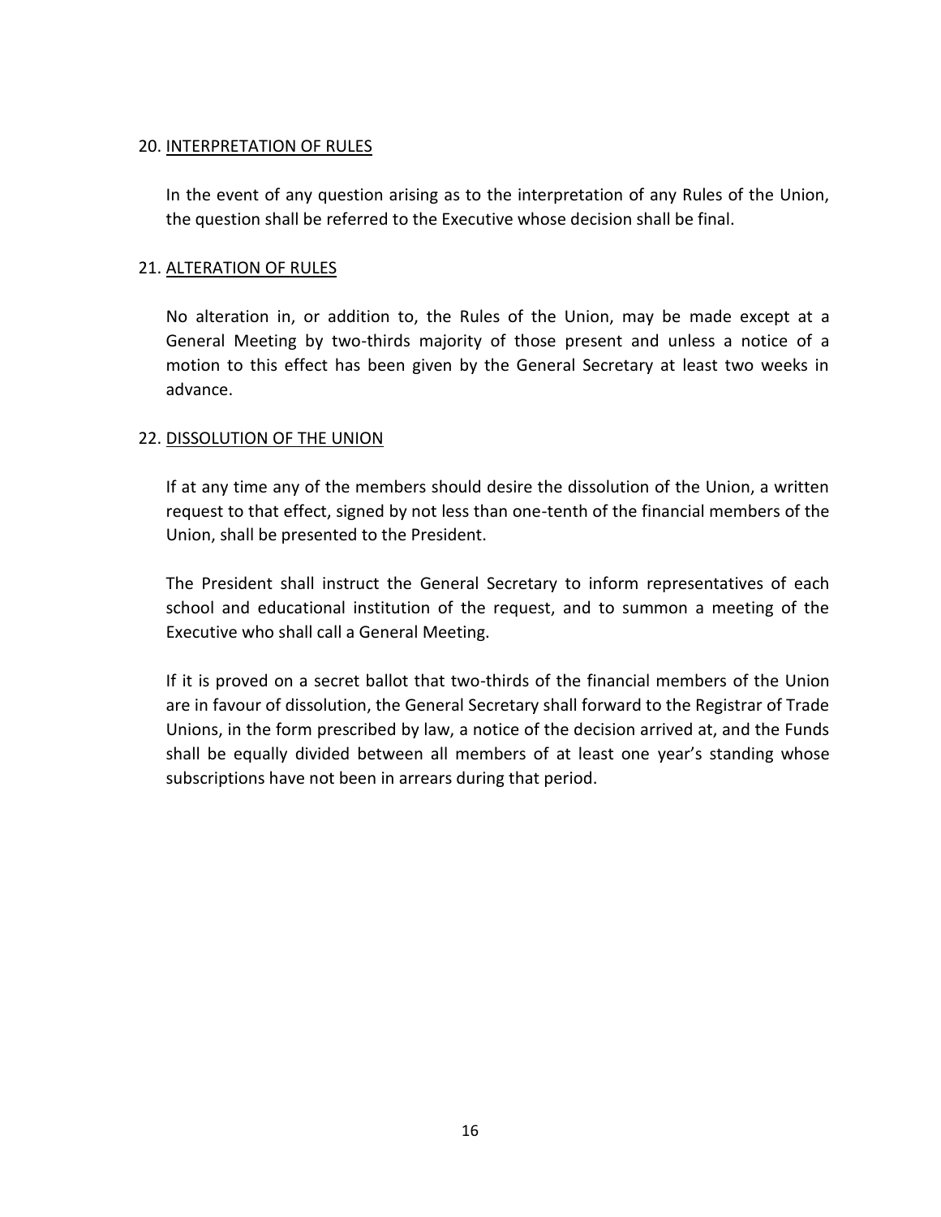## 20. INTERPRETATION OF RULES

In the event of any question arising as to the interpretation of any Rules of the Union, the question shall be referred to the Executive whose decision shall be final.

## 21. ALTERATION OF RULES

No alteration in, or addition to, the Rules of the Union, may be made except at a General Meeting by two-thirds majority of those present and unless a notice of a motion to this effect has been given by the General Secretary at least two weeks in advance.

## 22. DISSOLUTION OF THE UNION

If at any time any of the members should desire the dissolution of the Union, a written request to that effect, signed by not less than one-tenth of the financial members of the Union, shall be presented to the President.

The President shall instruct the General Secretary to inform representatives of each school and educational institution of the request, and to summon a meeting of the Executive who shall call a General Meeting.

If it is proved on a secret ballot that two-thirds of the financial members of the Union are in favour of dissolution, the General Secretary shall forward to the Registrar of Trade Unions, in the form prescribed by law, a notice of the decision arrived at, and the Funds shall be equally divided between all members of at least one year's standing whose subscriptions have not been in arrears during that period.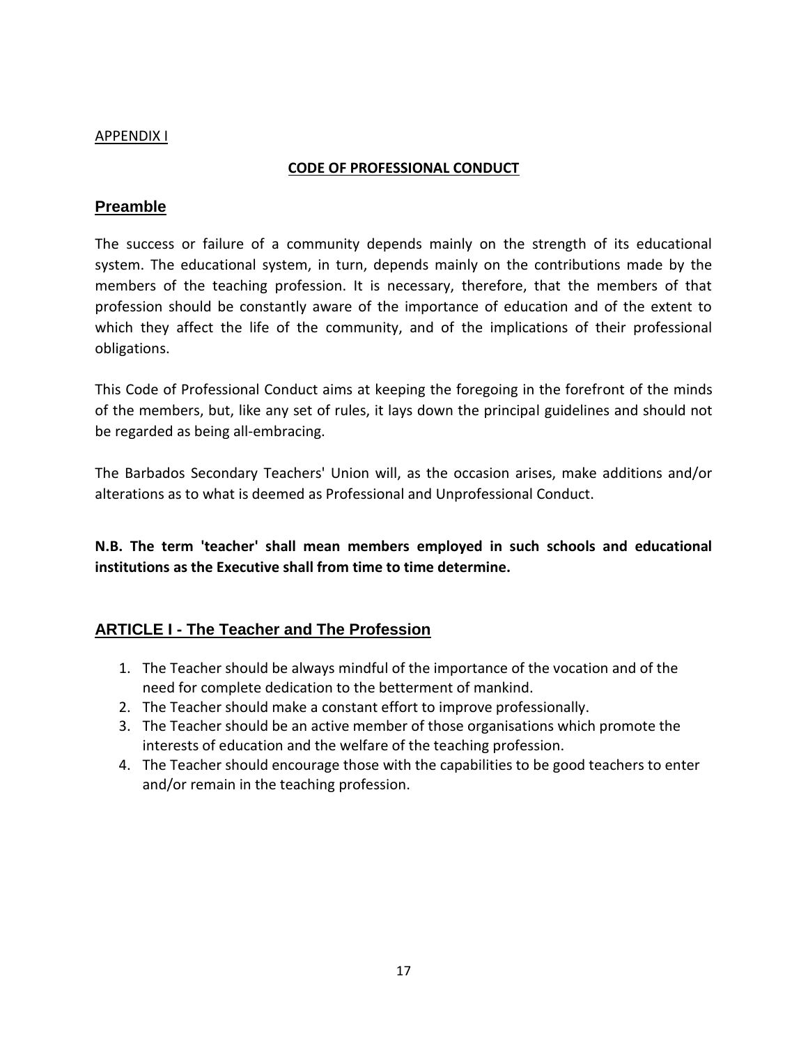APPENDIX I

## CODE OF PROFESSIONAL CONDUCT

### Preamble

The success or failure of a community depends mainly on the strength of its educational system. The educational system, in turn, depends mainly on the contributions made by the members of the teaching profession. It is necessary, therefore, that the members of that profession should be constantly aware of the importance of education and of the extent to which they affect the life of the community, and of the implications of their professional obligations.

This Code of Professional Conduct aims at keeping the foregoing in the forefront of the minds of the members, but, like any set of rules, it lays down the principal guidelines and should not be regarded as being all-embracing.

The Barbados Secondary Teachers' Union will, as the occasion arises, make additions and/or alterations as to what is deemed as Professional and Unprofessional Conduct.

**N.B. The term 'teacher' shall mean members employed in such schools and educational institutions as the Executive shall from time to time determine.**

### ARTICLE I - The Teacher and The Profession

1. The Teacher should be always mindful of the importance of the vocation and of the need for complete dedication to the betterment of mankind.
2. The Teacher should make a constant effort to improve professionally.
3. The Teacher should be an active member of those organisations which promote the interests of education and the welfare of the teaching profession.
4. The Teacher should encourage those with the capabilities to be good teachers to enter and/or remain in the teaching profession.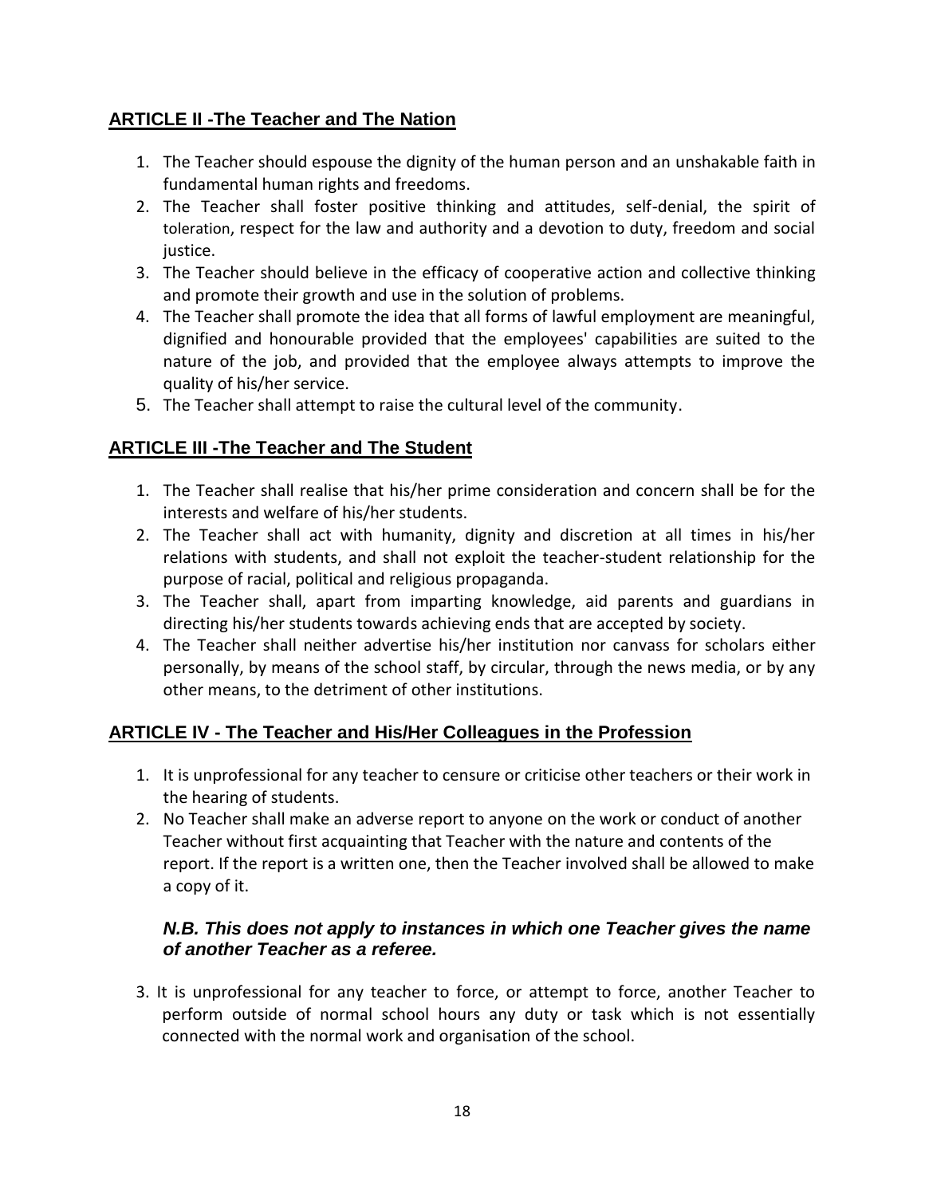## ARTICLE II -The Teacher and The Nation

1. The Teacher should espouse the dignity of the human person and an unshakable faith in fundamental human rights and freedoms.
2. The Teacher shall foster positive thinking and attitudes, self-denial, the spirit of toleration, respect for the law and authority and a devotion to duty, freedom and social justice.
3. The Teacher should believe in the efficacy of cooperative action and collective thinking and promote their growth and use in the solution of problems.
4. The Teacher shall promote the idea that all forms of lawful employment are meaningful, dignified and honourable provided that the employees' capabilities are suited to the nature of the job, and provided that the employee always attempts to improve the quality of his/her service.
5. The Teacher shall attempt to raise the cultural level of the community.

## ARTICLE III -The Teacher and The Student

1. The Teacher shall realise that his/her prime consideration and concern shall be for the interests and welfare of his/her students.
2. The Teacher shall act with humanity, dignity and discretion at all times in his/her relations with students, and shall not exploit the teacher-student relationship for the purpose of racial, political and religious propaganda.
3. The Teacher shall, apart from imparting knowledge, aid parents and guardians in directing his/her students towards achieving ends that are accepted by society.
4. The Teacher shall neither advertise his/her institution nor canvass for scholars either personally, by means of the school staff, by circular, through the news media, or by any other means, to the detriment of other institutions.

## ARTICLE IV - The Teacher and His/Her Colleagues in the Profession

1. It is unprofessional for any teacher to censure or criticise other teachers or their work in the hearing of students.
2. No Teacher shall make an adverse report to anyone on the work or conduct of another Teacher without first acquainting that Teacher with the nature and contents of the report. If the report is a written one, then the Teacher involved shall be allowed to make a copy of it.

   ***N.B. This does not apply to instances in which one Teacher gives the name of another Teacher as a referee.***

3. It is unprofessional for any teacher to force, or attempt to force, another Teacher to perform outside of normal school hours any duty or task which is not essentially connected with the normal work and organisation of the school.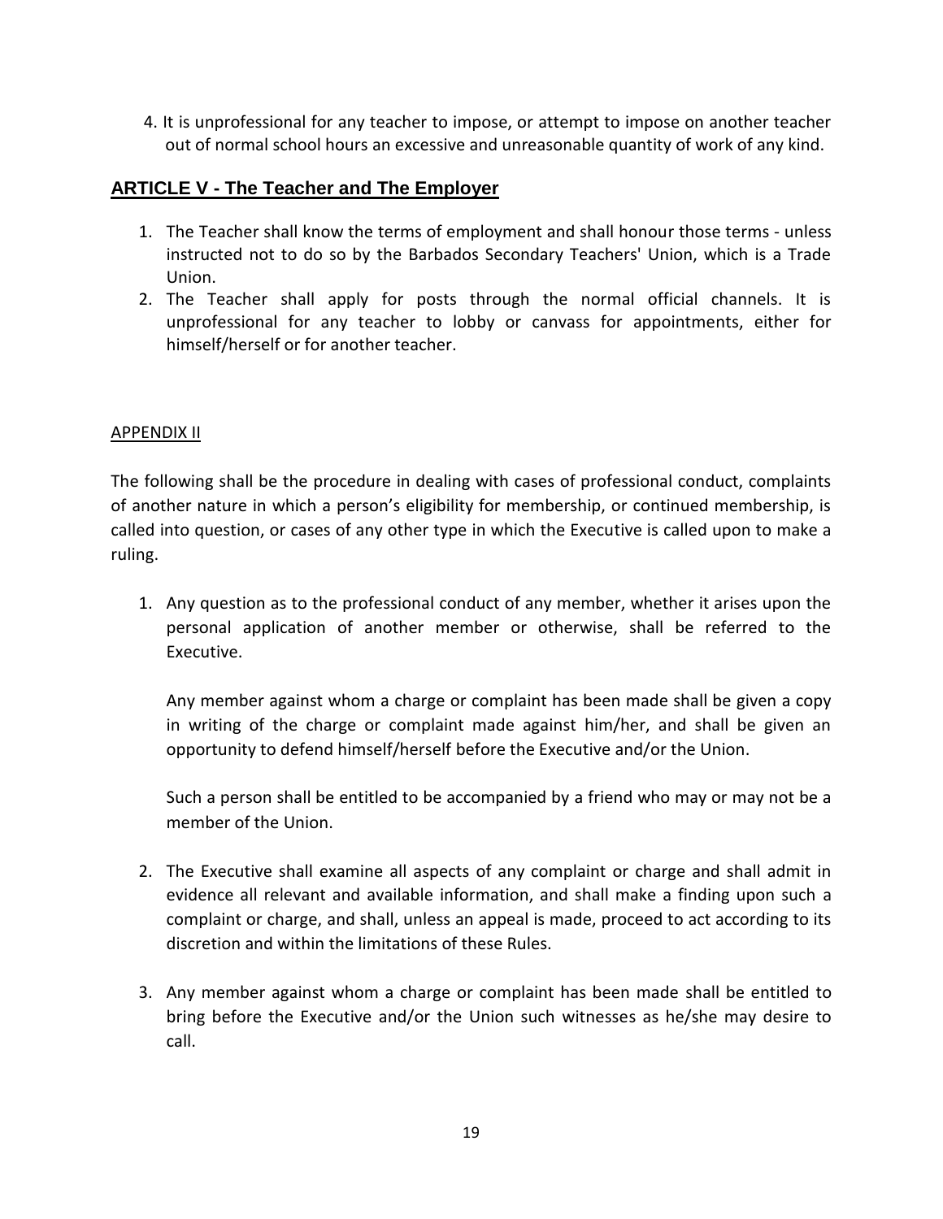4. It is unprofessional for any teacher to impose, or attempt to impose on another teacher out of normal school hours an excessive and unreasonable quantity of work of any kind.

## ARTICLE V - The Teacher and The Employer

1. The Teacher shall know the terms of employment and shall honour those terms - unless instructed not to do so by the Barbados Secondary Teachers' Union, which is a Trade Union.
2. The Teacher shall apply for posts through the normal official channels. It is unprofessional for any teacher to lobby or canvass for appointments, either for himself/herself or for another teacher.

## APPENDIX II

The following shall be the procedure in dealing with cases of professional conduct, complaints of another nature in which a person's eligibility for membership, or continued membership, is called into question, or cases of any other type in which the Executive is called upon to make a ruling.

1. Any question as to the professional conduct of any member, whether it arises upon the personal application of another member or otherwise, shall be referred to the Executive.

   Any member against whom a charge or complaint has been made shall be given a copy in writing of the charge or complaint made against him/her, and shall be given an opportunity to defend himself/herself before the Executive and/or the Union.

   Such a person shall be entitled to be accompanied by a friend who may or may not be a member of the Union.

2. The Executive shall examine all aspects of any complaint or charge and shall admit in evidence all relevant and available information, and shall make a finding upon such a complaint or charge, and shall, unless an appeal is made, proceed to act according to its discretion and within the limitations of these Rules.

3. Any member against whom a charge or complaint has been made shall be entitled to bring before the Executive and/or the Union such witnesses as he/she may desire to call.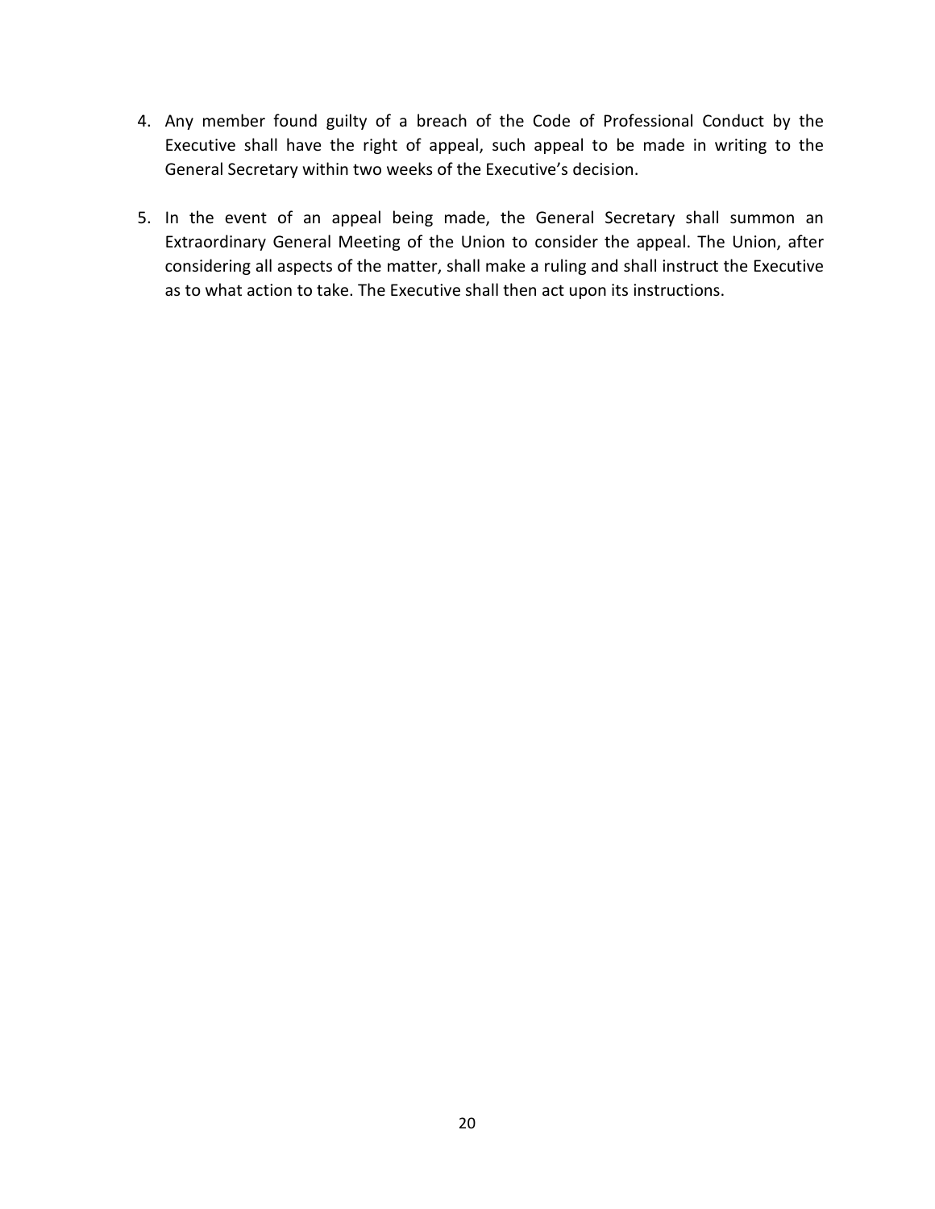4. Any member found guilty of a breach of the Code of Professional Conduct by the Executive shall have the right of appeal, such appeal to be made in writing to the General Secretary within two weeks of the Executive's decision.

5. In the event of an appeal being made, the General Secretary shall summon an Extraordinary General Meeting of the Union to consider the appeal. The Union, after considering all aspects of the matter, shall make a ruling and shall instruct the Executive as to what action to take. The Executive shall then act upon its instructions.